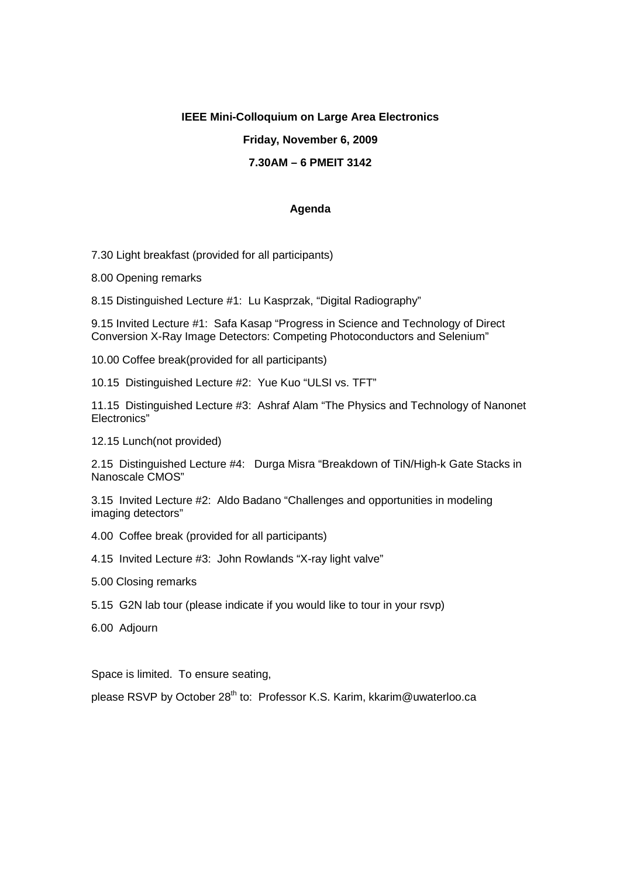**IEEE Mini-Colloquium on Large Area Electronics**

**Friday, November 6, 2009**

**7.30AM – 6 PMEIT 3142**

**Agenda**

7.30 Light breakfast (provided for all participants)

8.00 Opening remarks

8.15 Distinguished Lecture #1: Lu Kasprzak, "Digital Radiography"

9.15 Invited Lecture #1: Safa Kasap "Progress in Science and Technology of Direct Conversion X-Ray Image Detectors: Competing Photoconductors and Selenium"

10.00 Coffee break(provided for all participants)

10.15 Distinguished Lecture #2: Yue Kuo "ULSI vs. TFT"

11.15 Distinguished Lecture #3: Ashraf Alam "The Physics and Technology of Nanonet Electronics"

12.15 Lunch(not provided)

2.15 Distinguished Lecture #4: Durga Misra "Breakdown of TiN/High-k Gate Stacks in Nanoscale CMOS"

3.15 Invited Lecture #2: Aldo Badano "Challenges and opportunities in modeling imaging detectors"

4.00 Coffee break (provided for all participants)

4.15 Invited Lecture #3: John Rowlands "X-ray light valve"

5.00 Closing remarks

5.15 G2N lab tour (please indicate if you would like to tour in your rsvp)

6.00 Adjourn

Space is limited. To ensure seating,

please RSVP by October 28th to: Professor K.S. Karim, kkarim@uwaterloo.ca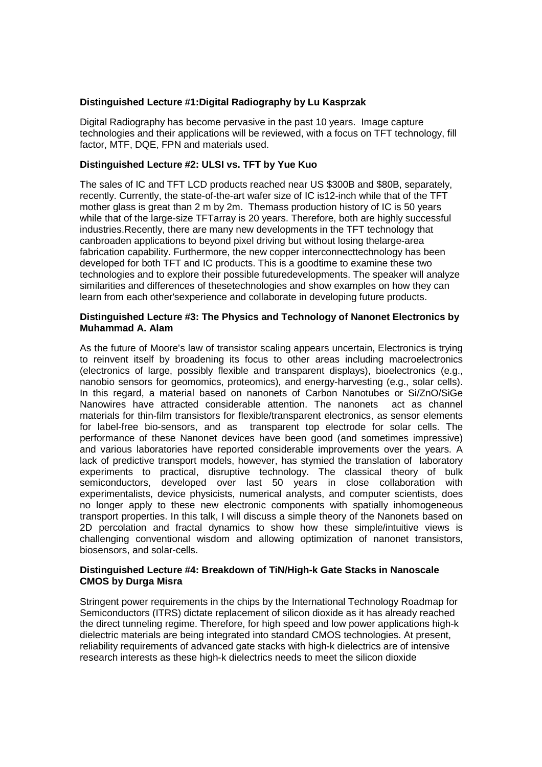**Distinguished Lecture #1:Digital Radiography by Lu Kasprzak**

Digital Radiography has become pervasive in the past 10 years. Image capture technologies and their applications will be reviewed, with a focus on TFT technology, fill factor, MTF, DQE, FPN and materials used.

**Distinguished Lecture #2: ULSI vs. TFT by Yue Kuo**

The sales of IC and TFT LCD products reached near US \$300B and \$80B, separately, recently. Currently, the state-of-the-art wafer size of IC is12-inch while that of the TFT mother glass is great than 2 m by 2m. Themass production history of IC is 50 years while that of the large-size TFTarray is 20 years. Therefore, both are highly successful industries.Recently, there are many new developments in the TFT technology that canbroaden applications to beyond pixel driving but without losing thelarge-area fabrication capability. Furthermore, the new copper interconnecttechnology has been developed for both TFT and IC products. This is a goodtime to examine these two technologies and to explore their possible futuredevelopments. The speaker will analyze similarities and differences of thesetechnologies and show examples on how they can learn from each other'sexperience and collaborate in developing future products.

**Distinguished Lecture #3: The Physics and Technology of Nanonet Electronics by Muhammad A. Alam**

As the future of Moore's law of transistor scaling appears uncertain, Electronics is trying to reinvent itself by broadening its focus to other areas including macroelectronics (electronics of large, possibly flexible and transparent displays), bioelectronics (e.g., nanobio sensors for geomomics, proteomics), and energy-harvesting (e.g., solar cells). In this regard, a material based on nanonets of Carbon Nanotubes or Si/ZnO/SiGe Nanowires have attracted considerable attention. The nanonets act as channel materials for thin-film transistors for flexible/transparent electronics, as sensor elements for label-free bio-sensors, and as transparent top electrode for solar cells. The performance of these Nanonet devices have been good (and sometimes impressive) and various laboratories have reported considerable improvements over the years. A lack of predictive transport models, however, has stymied the translation of laboratory experiments to practical, disruptive technology. The classical theory of bulk semiconductors, developed over last 50 years in close collaboration with experimentalists, device physicists, numerical analysts, and computer scientists, does no longer apply to these new electronic components with spatially inhomogeneous transport properties. In this talk, I will discuss a simple theory of the Nanonets based on 2D percolation and fractal dynamics to show how these simple/intuitive views is challenging conventional wisdom and allowing optimization of nanonet transistors, biosensors, and solar-cells.

**Distinguished Lecture #4: Breakdown of TiN/High-k Gate Stacks in Nanoscale CMOS by Durga Misra**

Stringent power requirements in the chips by the International Technology Roadmap for Semiconductors (ITRS) dictate replacement of silicon dioxide as it has already reached the direct tunneling regime. Therefore, for high speed and low power applications high-k dielectric materials are being integrated into standard CMOS technologies. At present, reliability requirements of advanced gate stacks with high-k dielectrics are of intensive research interests as these high-k dielectrics needs to meet the silicon dioxide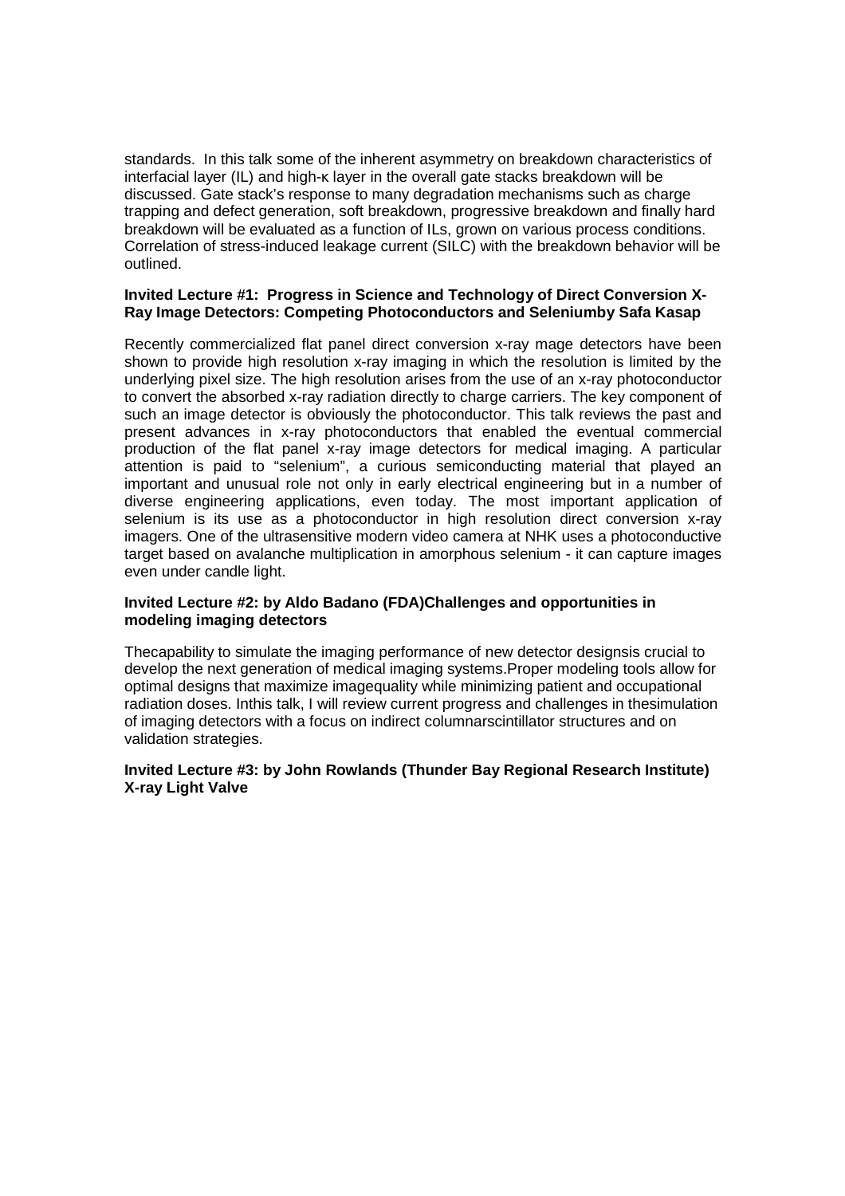standards. In this talk some of the inherent asymmetry on breakdown characteristics of interfacial layer (IL) and high-κ layer in the overall gate stacks breakdown will be discussed. Gate stack's response to many degradation mechanisms such as charge trapping and defect generation, soft breakdown, progressive breakdown and finally hard breakdown will be evaluated as a function of ILs, grown on various process conditions. Correlation of stress-induced leakage current (SILC) with the breakdown behavior will be outlined.

**Invited Lecture #1: Progress in Science and Technology of Direct Conversion X-Ray Image Detectors: Competing Photoconductors and Seleniumby Safa Kasap**

Recently commercialized flat panel direct conversion x-ray mage detectors have been shown to provide high resolution x-ray imaging in which the resolution is limited by the underlying pixel size. The high resolution arises from the use of an x-ray photoconductor to convert the absorbed x-ray radiation directly to charge carriers. The key component of such an image detector is obviously the photoconductor. This talk reviews the past and present advances in x-ray photoconductors that enabled the eventual commercial production of the flat panel x-ray image detectors for medical imaging. A particular attention is paid to "selenium", a curious semiconducting material that played an important and unusual role not only in early electrical engineering but in a number of diverse engineering applications, even today. The most important application of selenium is its use as a photoconductor in high resolution direct conversion x-ray imagers. One of the ultrasensitive modern video camera at NHK uses a photoconductive target based on avalanche multiplication in amorphous selenium - it can capture images even under candle light.

**Invited Lecture #2: by Aldo Badano (FDA)Challenges and opportunities in modeling imaging detectors**

Thecapability to simulate the imaging performance of new detector designsis crucial to develop the next generation of medical imaging systems.Proper modeling tools allow for optimal designs that maximize imagequality while minimizing patient and occupational radiation doses. Inthis talk, I will review current progress and challenges in thesimulation of imaging detectors with a focus on indirect columnarscintillator structures and on validation strategies.

**Invited Lecture #3: by John Rowlands (Thunder Bay Regional Research Institute) X-ray Light Valve**